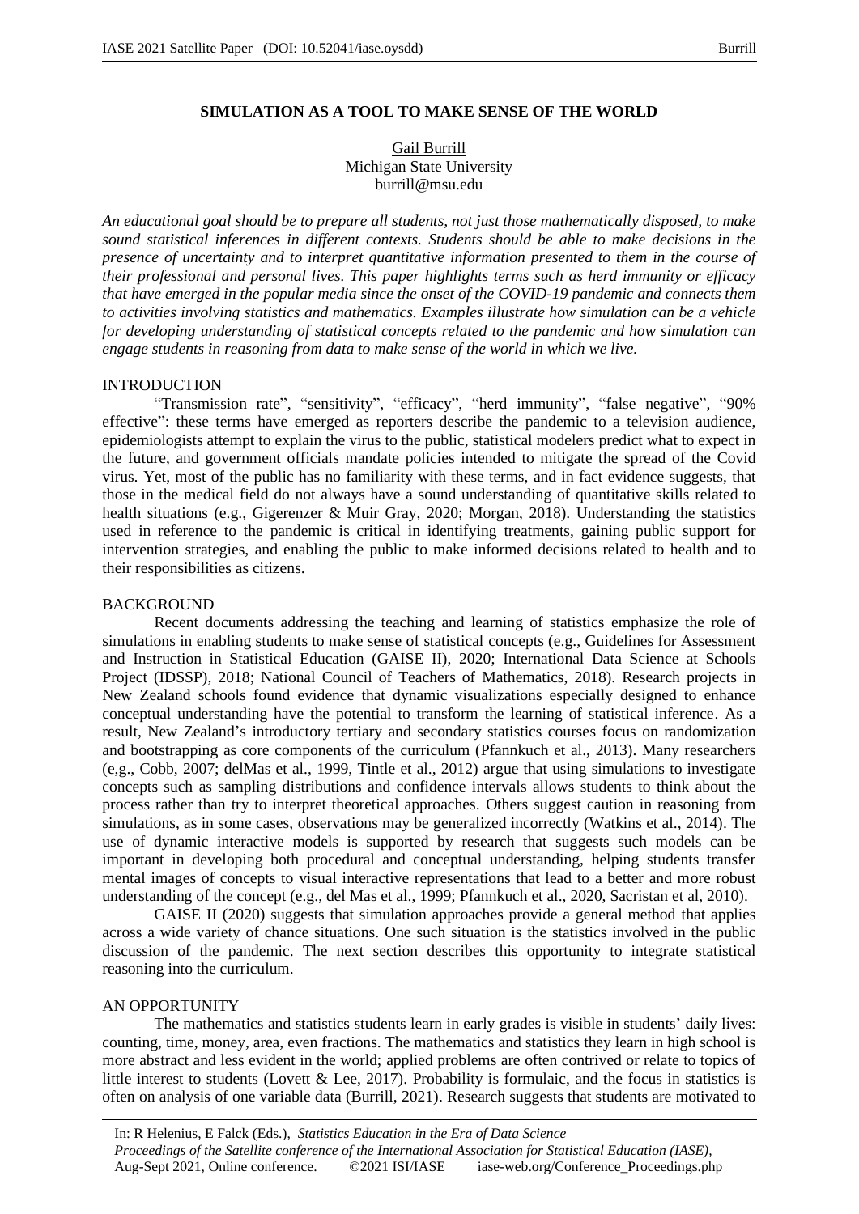# SIMULATION AS A TOOL TO MAKE SENSE OF THE WORLD

Gail Burrill
Michigan State University
burrill@msu.edu

*An educational goal should be to prepare all students, not just those mathematically disposed, to make sound statistical inferences in different contexts. Students should be able to make decisions in the presence of uncertainty and to interpret quantitative information presented to them in the course of their professional and personal lives. This paper highlights terms such as herd immunity or efficacy that have emerged in the popular media since the onset of the COVID-19 pandemic and connects them to activities involving statistics and mathematics. Examples illustrate how simulation can be a vehicle for developing understanding of statistical concepts related to the pandemic and how simulation can engage students in reasoning from data to make sense of the world in which we live.*

## INTRODUCTION

"Transmission rate", "sensitivity", "efficacy", "herd immunity", "false negative", "90% effective": these terms have emerged as reporters describe the pandemic to a television audience, epidemiologists attempt to explain the virus to the public, statistical modelers predict what to expect in the future, and government officials mandate policies intended to mitigate the spread of the Covid virus. Yet, most of the public has no familiarity with these terms, and in fact evidence suggests, that those in the medical field do not always have a sound understanding of quantitative skills related to health situations (e.g., Gigerenzer & Muir Gray, 2020; Morgan, 2018). Understanding the statistics used in reference to the pandemic is critical in identifying treatments, gaining public support for intervention strategies, and enabling the public to make informed decisions related to health and to their responsibilities as citizens.

## BACKGROUND

Recent documents addressing the teaching and learning of statistics emphasize the role of simulations in enabling students to make sense of statistical concepts (e.g., Guidelines for Assessment and Instruction in Statistical Education (GAISE II), 2020; International Data Science at Schools Project (IDSSP), 2018; National Council of Teachers of Mathematics, 2018). Research projects in New Zealand schools found evidence that dynamic visualizations especially designed to enhance conceptual understanding have the potential to transform the learning of statistical inference. As a result, New Zealand's introductory tertiary and secondary statistics courses focus on randomization and bootstrapping as core components of the curriculum (Pfannkuch et al., 2013). Many researchers (e,g., Cobb, 2007; delMas et al., 1999, Tintle et al., 2012) argue that using simulations to investigate concepts such as sampling distributions and confidence intervals allows students to think about the process rather than try to interpret theoretical approaches. Others suggest caution in reasoning from simulations, as in some cases, observations may be generalized incorrectly (Watkins et al., 2014). The use of dynamic interactive models is supported by research that suggests such models can be important in developing both procedural and conceptual understanding, helping students transfer mental images of concepts to visual interactive representations that lead to a better and more robust understanding of the concept (e.g., del Mas et al., 1999; Pfannkuch et al., 2020, Sacristan et al, 2010).

GAISE II (2020) suggests that simulation approaches provide a general method that applies across a wide variety of chance situations. One such situation is the statistics involved in the public discussion of the pandemic. The next section describes this opportunity to integrate statistical reasoning into the curriculum.

## AN OPPORTUNITY

The mathematics and statistics students learn in early grades is visible in students' daily lives: counting, time, money, area, even fractions. The mathematics and statistics they learn in high school is more abstract and less evident in the world; applied problems are often contrived or relate to topics of little interest to students (Lovett & Lee, 2017). Probability is formulaic, and the focus in statistics is often on analysis of one variable data (Burrill, 2021). Research suggests that students are motivated to

In: R Helenius, E Falck (Eds.), *Statistics Education in the Era of Data Science*
*Proceedings of the Satellite conference of the International Association for Statistical Education (IASE)*, Aug-Sept 2021, Online conference. ©2021 ISI/IASE iase-web.org/Conference_Proceedings.php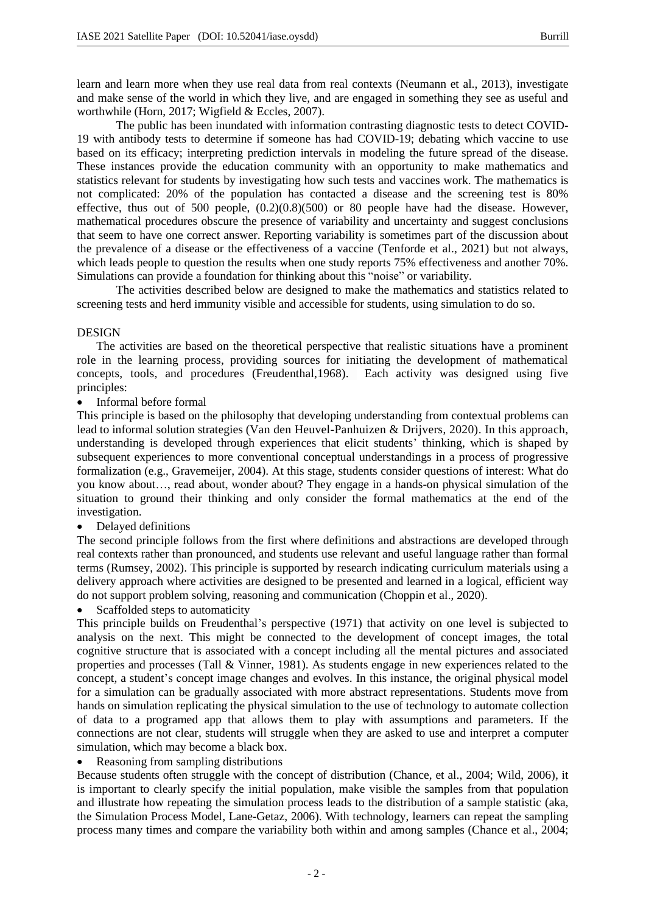learn and learn more when they use real data from real contexts (Neumann et al., 2013), investigate and make sense of the world in which they live, and are engaged in something they see as useful and worthwhile (Horn, 2017; Wigfield & Eccles, 2007).

The public has been inundated with information contrasting diagnostic tests to detect COVID-19 with antibody tests to determine if someone has had COVID-19; debating which vaccine to use based on its efficacy; interpreting prediction intervals in modeling the future spread of the disease. These instances provide the education community with an opportunity to make mathematics and statistics relevant for students by investigating how such tests and vaccines work. The mathematics is not complicated: 20% of the population has contacted a disease and the screening test is 80% effective, thus out of 500 people, (0.2)(0.8)(500) or 80 people have had the disease. However, mathematical procedures obscure the presence of variability and uncertainty and suggest conclusions that seem to have one correct answer. Reporting variability is sometimes part of the discussion about the prevalence of a disease or the effectiveness of a vaccine (Tenforde et al., 2021) but not always, which leads people to question the results when one study reports 75% effectiveness and another 70%. Simulations can provide a foundation for thinking about this "noise" or variability.

The activities described below are designed to make the mathematics and statistics related to screening tests and herd immunity visible and accessible for students, using simulation to do so.

## DESIGN

The activities are based on the theoretical perspective that realistic situations have a prominent role in the learning process, providing sources for initiating the development of mathematical concepts, tools, and procedures (Freudenthal,1968). Each activity was designed using five principles:

- Informal before formal

This principle is based on the philosophy that developing understanding from contextual problems can lead to informal solution strategies (Van den Heuvel-Panhuizen & Drijvers, 2020). In this approach, understanding is developed through experiences that elicit students' thinking, which is shaped by subsequent experiences to more conventional conceptual understandings in a process of progressive formalization (e.g., Gravemeijer, 2004). At this stage, students consider questions of interest: What do you know about…, read about, wonder about? They engage in a hands-on physical simulation of the situation to ground their thinking and only consider the formal mathematics at the end of the investigation.

- Delayed definitions

The second principle follows from the first where definitions and abstractions are developed through real contexts rather than pronounced, and students use relevant and useful language rather than formal terms (Rumsey, 2002). This principle is supported by research indicating curriculum materials using a delivery approach where activities are designed to be presented and learned in a logical, efficient way do not support problem solving, reasoning and communication (Choppin et al., 2020).

- Scaffolded steps to automaticity

This principle builds on Freudenthal's perspective (1971) that activity on one level is subjected to analysis on the next. This might be connected to the development of concept images, the total cognitive structure that is associated with a concept including all the mental pictures and associated properties and processes (Tall & Vinner, 1981). As students engage in new experiences related to the concept, a student's concept image changes and evolves. In this instance, the original physical model for a simulation can be gradually associated with more abstract representations. Students move from hands on simulation replicating the physical simulation to the use of technology to automate collection of data to a programed app that allows them to play with assumptions and parameters. If the connections are not clear, students will struggle when they are asked to use and interpret a computer simulation, which may become a black box.

- Reasoning from sampling distributions

Because students often struggle with the concept of distribution (Chance, et al., 2004; Wild, 2006), it is important to clearly specify the initial population, make visible the samples from that population and illustrate how repeating the simulation process leads to the distribution of a sample statistic (aka, the Simulation Process Model, Lane-Getaz, 2006). With technology, learners can repeat the sampling process many times and compare the variability both within and among samples (Chance et al., 2004;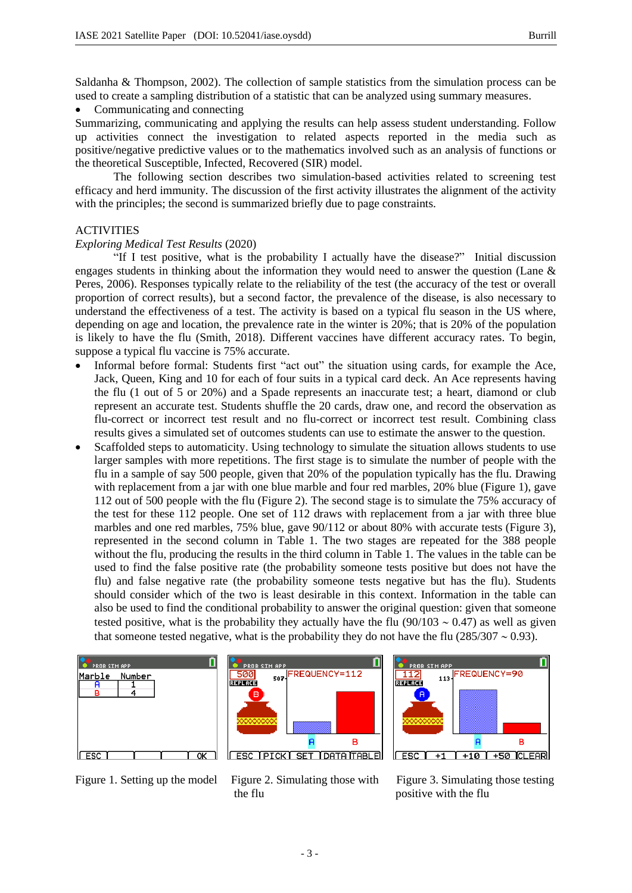Saldanha & Thompson, 2002). The collection of sample statistics from the simulation process can be used to create a sampling distribution of a statistic that can be analyzed using summary measures.

- Communicating and connecting

Summarizing, communicating and applying the results can help assess student understanding. Follow up activities connect the investigation to related aspects reported in the media such as positive/negative predictive values or to the mathematics involved such as an analysis of functions or the theoretical Susceptible, Infected, Recovered (SIR) model.

The following section describes two simulation-based activities related to screening test efficacy and herd immunity. The discussion of the first activity illustrates the alignment of the activity with the principles; the second is summarized briefly due to page constraints.

## ACTIVITIES

*Exploring Medical Test Results* (2020)

"If I test positive, what is the probability I actually have the disease?" Initial discussion engages students in thinking about the information they would need to answer the question (Lane & Peres, 2006). Responses typically relate to the reliability of the test (the accuracy of the test or overall proportion of correct results), but a second factor, the prevalence of the disease, is also necessary to understand the effectiveness of a test. The activity is based on a typical flu season in the US where, depending on age and location, the prevalence rate in the winter is 20%; that is 20% of the population is likely to have the flu (Smith, 2018). Different vaccines have different accuracy rates. To begin, suppose a typical flu vaccine is 75% accurate.

- Informal before formal: Students first "act out" the situation using cards, for example the Ace, Jack, Queen, King and 10 for each of four suits in a typical card deck. An Ace represents having the flu (1 out of 5 or 20%) and a Spade represents an inaccurate test; a heart, diamond or club represent an accurate test. Students shuffle the 20 cards, draw one, and record the observation as flu-correct or incorrect test result and no flu-correct or incorrect test result. Combining class results gives a simulated set of outcomes students can use to estimate the answer to the question.
- Scaffolded steps to automaticity. Using technology to simulate the situation allows students to use larger samples with more repetitions. The first stage is to simulate the number of people with the flu in a sample of say 500 people, given that 20% of the population typically has the flu. Drawing with replacement from a jar with one blue marble and four red marbles, 20% blue (Figure 1), gave 112 out of 500 people with the flu (Figure 2). The second stage is to simulate the 75% accuracy of the test for these 112 people. One set of 112 draws with replacement from a jar with three blue marbles and one red marbles, 75% blue, gave 90/112 or about 80% with accurate tests (Figure 3), represented in the second column in Table 1. The two stages are repeated for the 388 people without the flu, producing the results in the third column in Table 1. The values in the table can be used to find the false positive rate (the probability someone tests positive but does not have the flu) and false negative rate (the probability someone tests negative but has the flu). Students should consider which of the two is least desirable in this context. Information in the table can also be used to find the conditional probability to answer the original question: given that someone tested positive, what is the probability they actually have the flu ($90/103 \sim 0.47$) as well as given that someone tested negative, what is the probability they do not have the flu ($285/307 \sim 0.93$).

Figure 1. Setting up the model

Figure 2. Simulating those with the flu

Figure 3. Simulating those testing positive with the flu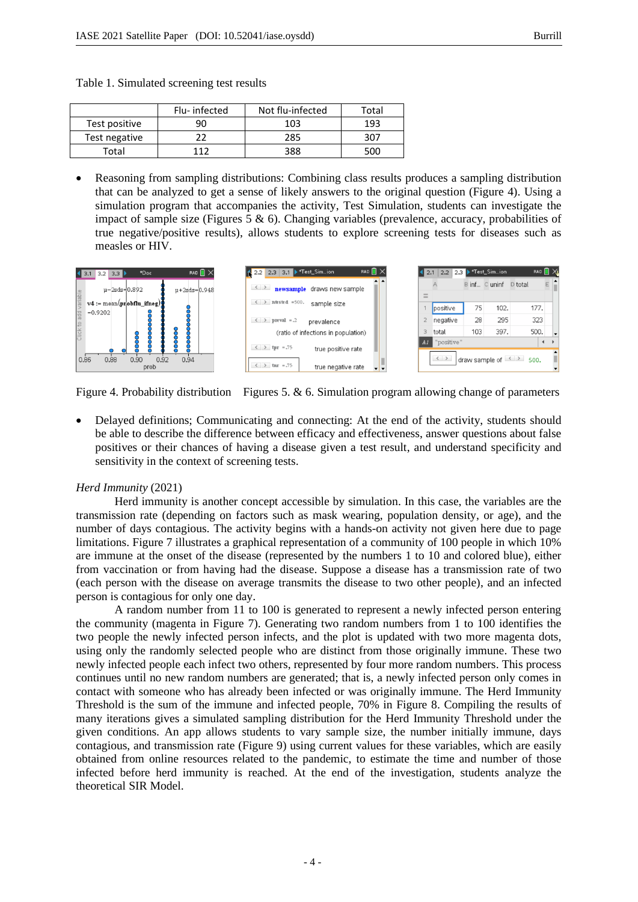Table 1. Simulated screening test results

| | Flu- infected | Not flu-infected | Total |
|---|---|---|---|
| Test positive | 90 | 103 | 193 |
| Test negative | 22 | 285 | 307 |
| Total | 112 | 388 | 500 |

- Reasoning from sampling distributions: Combining class results produces a sampling distribution that can be analyzed to get a sense of likely answers to the original question (Figure 4). Using a simulation program that accompanies the activity, Test Simulation, students can investigate the impact of sample size (Figures 5 & 6). Changing variables (prevalence, accuracy, probabilities of true negative/positive results), allows students to explore screening tests for diseases such as measles or HIV.

Figure 4. Probability distribution  Figures 5. & 6. Simulation program allowing change of parameters

- Delayed definitions; Communicating and connecting: At the end of the activity, students should be able to describe the difference between efficacy and effectiveness, answer questions about false positives or their chances of having a disease given a test result, and understand specificity and sensitivity in the context of screening tests.

*Herd Immunity* (2021)

Herd immunity is another concept accessible by simulation. In this case, the variables are the transmission rate (depending on factors such as mask wearing, population density, or age), and the number of days contagious. The activity begins with a hands-on activity not given here due to page limitations. Figure 7 illustrates a graphical representation of a community of 100 people in which 10% are immune at the onset of the disease (represented by the numbers 1 to 10 and colored blue), either from vaccination or from having had the disease. Suppose a disease has a transmission rate of two (each person with the disease on average transmits the disease to two other people), and an infected person is contagious for only one day.

A random number from 11 to 100 is generated to represent a newly infected person entering the community (magenta in Figure 7). Generating two random numbers from 1 to 100 identifies the two people the newly infected person infects, and the plot is updated with two more magenta dots, using only the randomly selected people who are distinct from those originally immune. These two newly infected people each infect two others, represented by four more random numbers. This process continues until no new random numbers are generated; that is, a newly infected person only comes in contact with someone who has already been infected or was originally immune. The Herd Immunity Threshold is the sum of the immune and infected people, 70% in Figure 8. Compiling the results of many iterations gives a simulated sampling distribution for the Herd Immunity Threshold under the given conditions. An app allows students to vary sample size, the number initially immune, days contagious, and transmission rate (Figure 9) using current values for these variables, which are easily obtained from online resources related to the pandemic, to estimate the time and number of those infected before herd immunity is reached. At the end of the investigation, students analyze the theoretical SIR Model.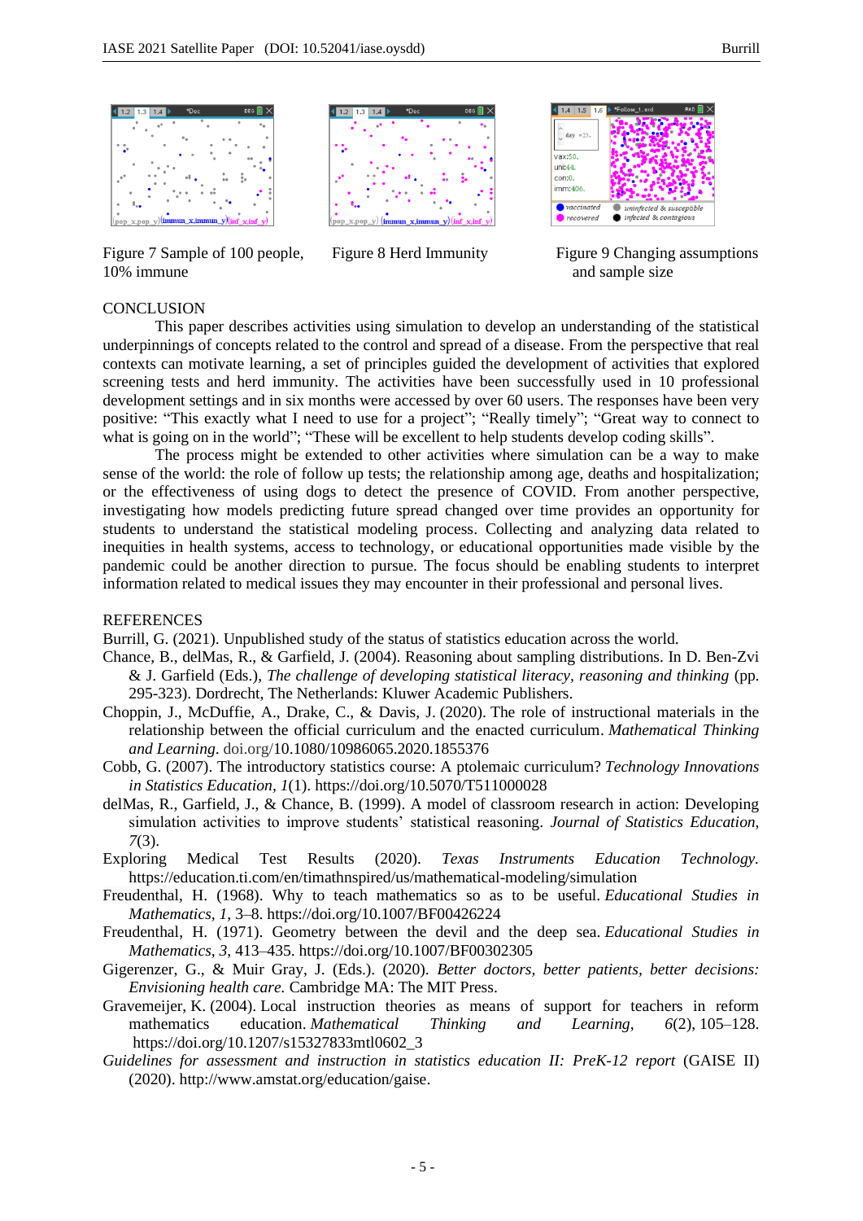Figure 7 Sample of 100 people, 10% immune

Figure 8 Herd Immunity

Figure 9 Changing assumptions and sample size

## CONCLUSION

This paper describes activities using simulation to develop an understanding of the statistical underpinnings of concepts related to the control and spread of a disease. From the perspective that real contexts can motivate learning, a set of principles guided the development of activities that explored screening tests and herd immunity. The activities have been successfully used in 10 professional development settings and in six months were accessed by over 60 users. The responses have been very positive: "This exactly what I need to use for a project"; "Really timely"; "Great way to connect to what is going on in the world"; "These will be excellent to help students develop coding skills".

The process might be extended to other activities where simulation can be a way to make sense of the world: the role of follow up tests; the relationship among age, deaths and hospitalization; or the effectiveness of using dogs to detect the presence of COVID. From another perspective, investigating how models predicting future spread changed over time provides an opportunity for students to understand the statistical modeling process. Collecting and analyzing data related to inequities in health systems, access to technology, or educational opportunities made visible by the pandemic could be another direction to pursue. The focus should be enabling students to interpret information related to medical issues they may encounter in their professional and personal lives.

## REFERENCES

Burrill, G. (2021). Unpublished study of the status of statistics education across the world.

Chance, B., delMas, R., & Garfield, J. (2004). Reasoning about sampling distributions. In D. Ben-Zvi & J. Garfield (Eds.), *The challenge of developing statistical literacy, reasoning and thinking* (pp. 295-323). Dordrecht, The Netherlands: Kluwer Academic Publishers.

Choppin, J., McDuffie, A., Drake, C., & Davis, J. (2020). The role of instructional materials in the relationship between the official curriculum and the enacted curriculum. *Mathematical Thinking and Learning*. doi.org/10.1080/10986065.2020.1855376

Cobb, G. (2007). The introductory statistics course: A ptolemaic curriculum? *Technology Innovations in Statistics Education, 1*(1). https://doi.org/10.5070/T511000028

delMas, R., Garfield, J., & Chance, B. (1999). A model of classroom research in action: Developing simulation activities to improve students' statistical reasoning. *Journal of Statistics Education, 7*(3).

Exploring Medical Test Results (2020). *Texas Instruments Education Technology.* https://education.ti.com/en/timathnspired/us/mathematical-modeling/simulation

Freudenthal, H. (1968). Why to teach mathematics so as to be useful. *Educational Studies in Mathematics, 1*, 3–8. https://doi.org/10.1007/BF00426224

Freudenthal, H. (1971). Geometry between the devil and the deep sea. *Educational Studies in Mathematics, 3*, 413–435. https://doi.org/10.1007/BF00302305

Gigerenzer, G., & Muir Gray, J. (Eds.). (2020). *Better doctors, better patients, better decisions: Envisioning health care.* Cambridge MA: The MIT Press.

Gravemeijer, K. (2004). Local instruction theories as means of support for teachers in reform mathematics education. *Mathematical Thinking and Learning*, *6*(2), 105–128. https://doi.org/10.1207/s15327833mtl0602_3

*Guidelines for assessment and instruction in statistics education II: PreK-12 report* (GAISE II) (2020). http://www.amstat.org/education/gaise.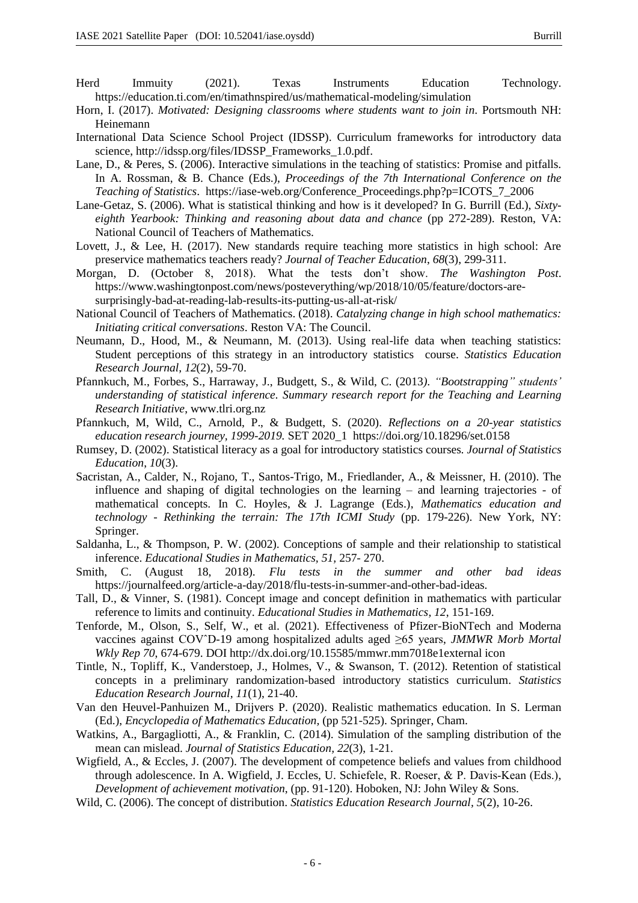Herd Immuity (2021). Texas Instruments Education Technology. https://education.ti.com/en/timathnspired/us/mathematical-modeling/simulation

Horn, I. (2017). *Motivated: Designing classrooms where students want to join in*. Portsmouth NH: Heinemann

International Data Science School Project (IDSSP). Curriculum frameworks for introductory data science, http://idssp.org/files/IDSSP_Frameworks_1.0.pdf.

Lane, D., & Peres, S. (2006). Interactive simulations in the teaching of statistics: Promise and pitfalls. In A. Rossman, & B. Chance (Eds.), *Proceedings of the 7th International Conference on the Teaching of Statistics*. https://iase-web.org/Conference_Proceedings.php?p=ICOTS_7_2006

Lane-Getaz, S. (2006). What is statistical thinking and how is it developed? In G. Burrill (Ed.), *Sixty-eighth Yearbook: Thinking and reasoning about data and chance* (pp 272-289). Reston, VA: National Council of Teachers of Mathematics.

Lovett, J., & Lee, H. (2017). New standards require teaching more statistics in high school: Are preservice mathematics teachers ready? *Journal of Teacher Education*, *68*(3), 299-311.

Morgan, D. (October 8, 2018). What the tests don't show. *The Washington Post*. https://www.washingtonpost.com/news/posteverything/wp/2018/10/05/feature/doctors-are-surprisingly-bad-at-reading-lab-results-its-putting-us-all-at-risk/

National Council of Teachers of Mathematics. (2018). *Catalyzing change in high school mathematics: Initiating critical conversations*. Reston VA: The Council.

Neumann, D., Hood, M., & Neumann, M. (2013). Using real-life data when teaching statistics: Student perceptions of this strategy in an introductory statistics course. *Statistics Education Research Journal, 12*(2), 59-70.

Pfannkuch, M., Forbes, S., Harraway, J., Budgett, S., & Wild, C. (2013*). "Bootstrapping" students' understanding of statistical inference. Summary research report for the Teaching and Learning Research Initiative*, www.tlri.org.nz

Pfannkuch, M, Wild, C., Arnold, P., & Budgett, S. (2020). *Reflections on a 20-year statistics education research journey, 1999-2019.* SET 2020_1 https://doi.org/10.18296/set.0158

Rumsey, D. (2002). Statistical literacy as a goal for introductory statistics courses. *Journal of Statistics Education*, *10*(3).

Sacristan, A., Calder, N., Rojano, T., Santos-Trigo, M., Friedlander, A., & Meissner, H. (2010). The influence and shaping of digital technologies on the learning – and learning trajectories - of mathematical concepts. In C. Hoyles, & J. Lagrange (Eds.), *Mathematics education and technology - Rethinking the terrain: The 17th ICMI Study* (pp. 179-226). New York, NY: Springer.

Saldanha, L., & Thompson, P. W. (2002). Conceptions of sample and their relationship to statistical inference. *Educational Studies in Mathematics, 51,* 257- 270.

Smith, C. (August 18, 2018). *Flu tests in the summer and other bad ideas* https://journalfeed.org/article-a-day/2018/flu-tests-in-summer-and-other-bad-ideas.

Tall, D., & Vinner, S. (1981). Concept image and concept definition in mathematics with particular reference to limits and continuity. *Educational Studies in Mathematics, 12*, 151-169.

Tenforde, M., Olson, S., Self, W., et al. (2021). Effectiveness of Pfizer-BioNTech and Moderna vaccines against COVˆD-19 among hospitalized adults aged ≥65 years, *JMMWR Morb Mortal Wkly Rep 70,* 674-679. DOI http://dx.doi.org/10.15585/mmwr.mm7018e1external icon

Tintle, N., Topliff, K., Vanderstoep, J., Holmes, V., & Swanson, T. (2012). Retention of statistical concepts in a preliminary randomization-based introductory statistics curriculum. *Statistics Education Research Journal, 11*(1), 21-40.

Van den Heuvel-Panhuizen M., Drijvers P. (2020). Realistic mathematics education. In S. Lerman (Ed.), *Encyclopedia of Mathematics Education,* (pp 521-525). Springer, Cham.

Watkins, A., Bargagliotti, A., & Franklin, C. (2014). Simulation of the sampling distribution of the mean can mislead. *Journal of Statistics Education, 22*(3), 1-21.

Wigfield, A., & Eccles, J. (2007). The development of competence beliefs and values from childhood through adolescence. In A. Wigfield, J. Eccles, U. Schiefele, R. Roeser, & P. Davis-Kean (Eds.), *Development of achievement motivation,* (pp. 91-120). Hoboken, NJ: John Wiley & Sons.

Wild, C. (2006). The concept of distribution. *Statistics Education Research Journal, 5*(2), 10-26.